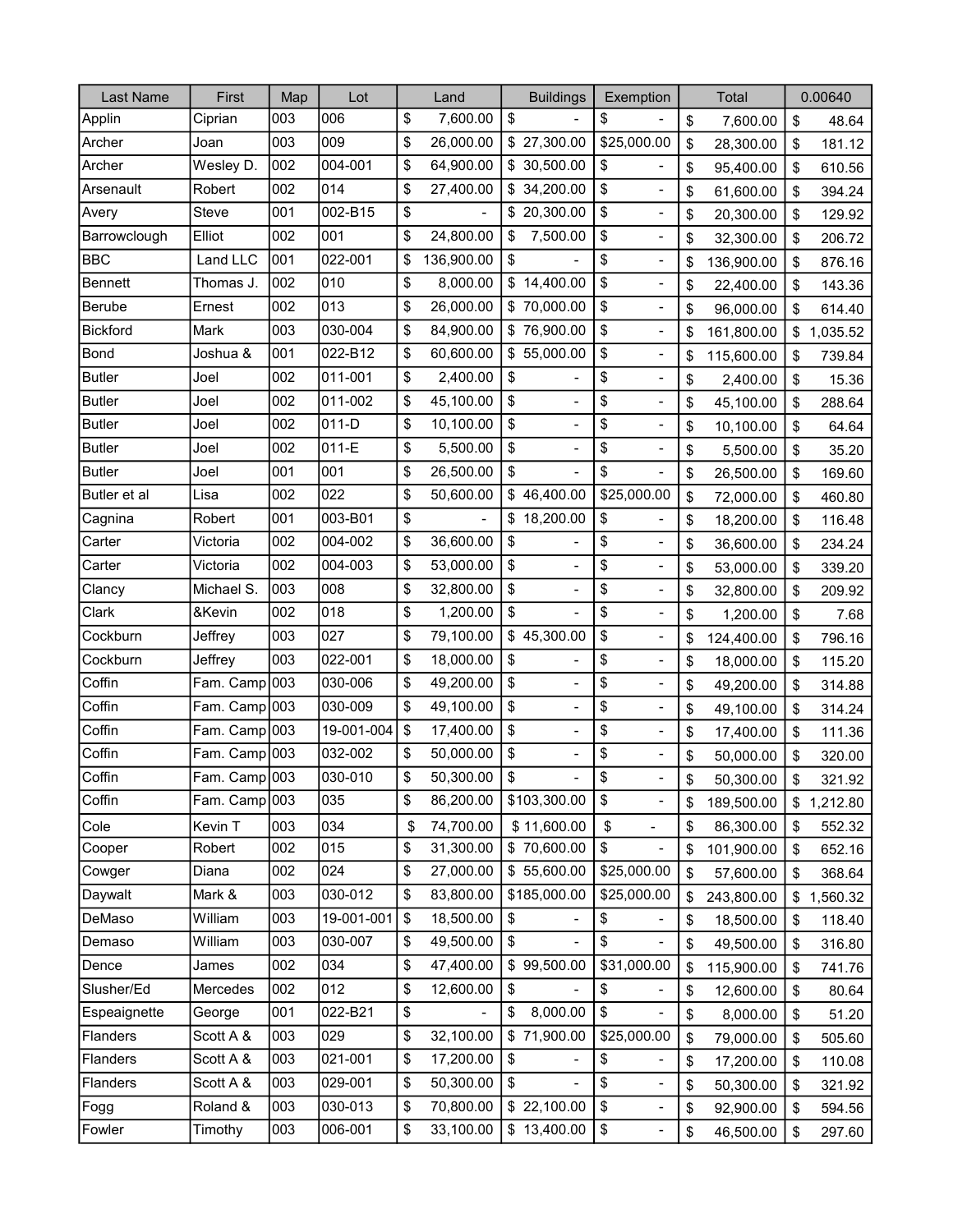| Last Name | First | Map | Lot | Land | Buildings | Exemption | Total | 0.00640 |
|---|---|---|---|---|---|---|---|---|
| Applin | Ciprian | 003 | 006 | $ 7,600.00 | $ - | $ - | $ 7,600.00 | $ 48.64 |
| Archer | Joan | 003 | 009 | $ 26,000.00 | $ 27,300.00 | $25,000.00 | $ 28,300.00 | $ 181.12 |
| Archer | Wesley D. | 002 | 004-001 | $ 64,900.00 | $ 30,500.00 | $ - | $ 95,400.00 | $ 610.56 |
| Arsenault | Robert | 002 | 014 | $ 27,400.00 | $ 34,200.00 | $ - | $ 61,600.00 | $ 394.24 |
| Avery | Steve | 001 | 002-B15 | $ - | $ 20,300.00 | $ - | $ 20,300.00 | $ 129.92 |
| Barrowclough | Elliot | 002 | 001 | $ 24,800.00 | $ 7,500.00 | $ - | $ 32,300.00 | $ 206.72 |
| BBC | Land LLC | 001 | 022-001 | $ 136,900.00 | $ - | $ - | $ 136,900.00 | $ 876.16 |
| Bennett | Thomas J. | 002 | 010 | $ 8,000.00 | $ 14,400.00 | $ - | $ 22,400.00 | $ 143.36 |
| Berube | Ernest | 002 | 013 | $ 26,000.00 | $ 70,000.00 | $ - | $ 96,000.00 | $ 614.40 |
| Bickford | Mark | 003 | 030-004 | $ 84,900.00 | $ 76,900.00 | $ - | $ 161,800.00 | $ 1,035.52 |
| Bond | Joshua & | 001 | 022-B12 | $ 60,600.00 | $ 55,000.00 | $ - | $ 115,600.00 | $ 739.84 |
| Butler | Joel | 002 | 011-001 | $ 2,400.00 | $ - | $ - | $ 2,400.00 | $ 15.36 |
| Butler | Joel | 002 | 011-002 | $ 45,100.00 | $ - | $ - | $ 45,100.00 | $ 288.64 |
| Butler | Joel | 002 | 011-D | $ 10,100.00 | $ - | $ - | $ 10,100.00 | $ 64.64 |
| Butler | Joel | 002 | 011-E | $ 5,500.00 | $ - | $ - | $ 5,500.00 | $ 35.20 |
| Butler | Joel | 001 | 001 | $ 26,500.00 | $ - | $ - | $ 26,500.00 | $ 169.60 |
| Butler et al | Lisa | 002 | 022 | $ 50,600.00 | $ 46,400.00 | $25,000.00 | $ 72,000.00 | $ 460.80 |
| Cagnina | Robert | 001 | 003-B01 | $ - | $ 18,200.00 | $ - | $ 18,200.00 | $ 116.48 |
| Carter | Victoria | 002 | 004-002 | $ 36,600.00 | $ - | $ - | $ 36,600.00 | $ 234.24 |
| Carter | Victoria | 002 | 004-003 | $ 53,000.00 | $ - | $ - | $ 53,000.00 | $ 339.20 |
| Clancy | Michael S. | 003 | 008 | $ 32,800.00 | $ - | $ - | $ 32,800.00 | $ 209.92 |
| Clark | &Kevin | 002 | 018 | $ 1,200.00 | $ - | $ - | $ 1,200.00 | $ 7.68 |
| Cockburn | Jeffrey | 003 | 027 | $ 79,100.00 | $ 45,300.00 | $ - | $ 124,400.00 | $ 796.16 |
| Cockburn | Jeffrey | 003 | 022-001 | $ 18,000.00 | $ - | $ - | $ 18,000.00 | $ 115.20 |
| Coffin | Fam. Camp | 003 | 030-006 | $ 49,200.00 | $ - | $ - | $ 49,200.00 | $ 314.88 |
| Coffin | Fam. Camp | 003 | 030-009 | $ 49,100.00 | $ - | $ - | $ 49,100.00 | $ 314.24 |
| Coffin | Fam. Camp | 003 | 19-001-004 | $ 17,400.00 | $ - | $ - | $ 17,400.00 | $ 111.36 |
| Coffin | Fam. Camp | 003 | 032-002 | $ 50,000.00 | $ - | $ - | $ 50,000.00 | $ 320.00 |
| Coffin | Fam. Camp | 003 | 030-010 | $ 50,300.00 | $ - | $ - | $ 50,300.00 | $ 321.92 |
| Coffin | Fam. Camp | 003 | 035 | $ 86,200.00 | $103,300.00 | $ - | $ 189,500.00 | $ 1,212.80 |
| Cole | Kevin T | 003 | 034 | $ 74,700.00 | $ 11,600.00 | $ - | $ 86,300.00 | $ 552.32 |
| Cooper | Robert | 002 | 015 | $ 31,300.00 | $ 70,600.00 | $ - | $ 101,900.00 | $ 652.16 |
| Cowger | Diana | 002 | 024 | $ 27,000.00 | $ 55,600.00 | $25,000.00 | $ 57,600.00 | $ 368.64 |
| Daywalt | Mark & | 003 | 030-012 | $ 83,800.00 | $185,000.00 | $25,000.00 | $ 243,800.00 | $ 1,560.32 |
| DeMaso | William | 003 | 19-001-001 | $ 18,500.00 | $ - | $ - | $ 18,500.00 | $ 118.40 |
| Demaso | William | 003 | 030-007 | $ 49,500.00 | $ - | $ - | $ 49,500.00 | $ 316.80 |
| Dence | James | 002 | 034 | $ 47,400.00 | $ 99,500.00 | $31,000.00 | $ 115,900.00 | $ 741.76 |
| Slusher/Ed | Mercedes | 002 | 012 | $ 12,600.00 | $ - | $ - | $ 12,600.00 | $ 80.64 |
| Espeaignette | George | 001 | 022-B21 | $ - | $ 8,000.00 | $ - | $ 8,000.00 | $ 51.20 |
| Flanders | Scott A & | 003 | 029 | $ 32,100.00 | $ 71,900.00 | $25,000.00 | $ 79,000.00 | $ 505.60 |
| Flanders | Scott A & | 003 | 021-001 | $ 17,200.00 | $ - | $ - | $ 17,200.00 | $ 110.08 |
| Flanders | Scott A & | 003 | 029-001 | $ 50,300.00 | $ - | $ - | $ 50,300.00 | $ 321.92 |
| Fogg | Roland & | 003 | 030-013 | $ 70,800.00 | $ 22,100.00 | $ - | $ 92,900.00 | $ 594.56 |
| Fowler | Timothy | 003 | 006-001 | $ 33,100.00 | $ 13,400.00 | $ - | $ 46,500.00 | $ 297.60 |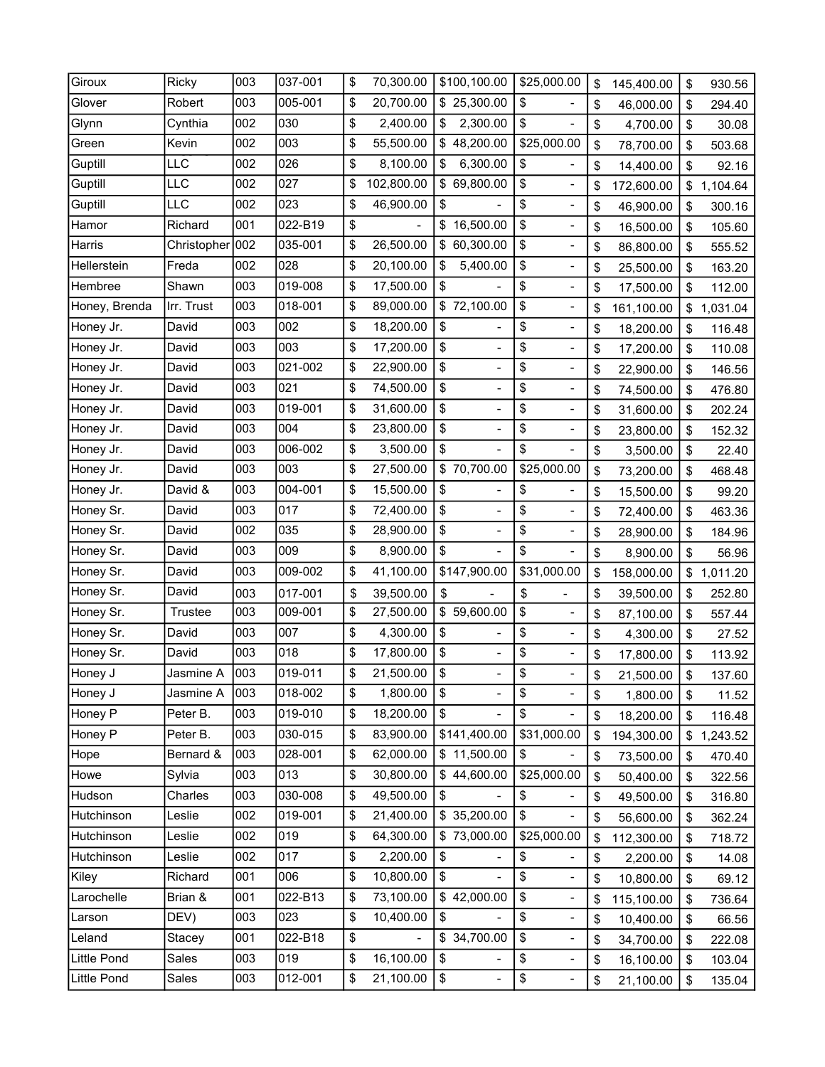| | | | | | | | | |
|---|---|---|---|---|---|---|---|---|
| Giroux | Ricky | 003 | 037-001 | $ 70,300.00 | $100,100.00 | $25,000.00 | $ 145,400.00 | $ 930.56 |
| Glover | Robert | 003 | 005-001 | $ 20,700.00 | $ 25,300.00 | $ - | $ 46,000.00 | $ 294.40 |
| Glynn | Cynthia | 002 | 030 | $ 2,400.00 | $ 2,300.00 | $ - | $ 4,700.00 | $ 30.08 |
| Green | Kevin | 002 | 003 | $ 55,500.00 | $ 48,200.00 | $25,000.00 | $ 78,700.00 | $ 503.68 |
| Guptill | LLC | 002 | 026 | $ 8,100.00 | $ 6,300.00 | $ - | $ 14,400.00 | $ 92.16 |
| Guptill | LLC | 002 | 027 | $ 102,800.00 | $ 69,800.00 | $ - | $ 172,600.00 | $ 1,104.64 |
| Guptill | LLC | 002 | 023 | $ 46,900.00 | $ - | $ - | $ 46,900.00 | $ 300.16 |
| Hamor | Richard | 001 | 022-B19 | $ - | $ 16,500.00 | $ - | $ 16,500.00 | $ 105.60 |
| Harris | Christopher | 002 | 035-001 | $ 26,500.00 | $ 60,300.00 | $ - | $ 86,800.00 | $ 555.52 |
| Hellerstein | Freda | 002 | 028 | $ 20,100.00 | $ 5,400.00 | $ - | $ 25,500.00 | $ 163.20 |
| Hembree | Shawn | 003 | 019-008 | $ 17,500.00 | $ - | $ - | $ 17,500.00 | $ 112.00 |
| Honey, Brenda | Irr. Trust | 003 | 018-001 | $ 89,000.00 | $ 72,100.00 | $ - | $ 161,100.00 | $ 1,031.04 |
| Honey Jr. | David | 003 | 002 | $ 18,200.00 | $ - | $ - | $ 18,200.00 | $ 116.48 |
| Honey Jr. | David | 003 | 003 | $ 17,200.00 | $ - | $ - | $ 17,200.00 | $ 110.08 |
| Honey Jr. | David | 003 | 021-002 | $ 22,900.00 | $ - | $ - | $ 22,900.00 | $ 146.56 |
| Honey Jr. | David | 003 | 021 | $ 74,500.00 | $ - | $ - | $ 74,500.00 | $ 476.80 |
| Honey Jr. | David | 003 | 019-001 | $ 31,600.00 | $ - | $ - | $ 31,600.00 | $ 202.24 |
| Honey Jr. | David | 003 | 004 | $ 23,800.00 | $ - | $ - | $ 23,800.00 | $ 152.32 |
| Honey Jr. | David | 003 | 006-002 | $ 3,500.00 | $ - | $ - | $ 3,500.00 | $ 22.40 |
| Honey Jr. | David | 003 | 003 | $ 27,500.00 | $ 70,700.00 | $25,000.00 | $ 73,200.00 | $ 468.48 |
| Honey Jr. | David & | 003 | 004-001 | $ 15,500.00 | $ - | $ - | $ 15,500.00 | $ 99.20 |
| Honey Sr. | David | 003 | 017 | $ 72,400.00 | $ - | $ - | $ 72,400.00 | $ 463.36 |
| Honey Sr. | David | 002 | 035 | $ 28,900.00 | $ - | $ - | $ 28,900.00 | $ 184.96 |
| Honey Sr. | David | 003 | 009 | $ 8,900.00 | $ - | $ - | $ 8,900.00 | $ 56.96 |
| Honey Sr. | David | 003 | 009-002 | $ 41,100.00 | $147,900.00 | $31,000.00 | $ 158,000.00 | $ 1,011.20 |
| Honey Sr. | David | 003 | 017-001 | $ 39,500.00 | $ - | $ - | $ 39,500.00 | $ 252.80 |
| Honey Sr. | Trustee | 003 | 009-001 | $ 27,500.00 | $ 59,600.00 | $ - | $ 87,100.00 | $ 557.44 |
| Honey Sr. | David | 003 | 007 | $ 4,300.00 | $ - | $ - | $ 4,300.00 | $ 27.52 |
| Honey Sr. | David | 003 | 018 | $ 17,800.00 | $ - | $ - | $ 17,800.00 | $ 113.92 |
| Honey J | Jasmine A | 003 | 019-011 | $ 21,500.00 | $ - | $ - | $ 21,500.00 | $ 137.60 |
| Honey J | Jasmine A | 003 | 018-002 | $ 1,800.00 | $ - | $ - | $ 1,800.00 | $ 11.52 |
| Honey P | Peter B. | 003 | 019-010 | $ 18,200.00 | $ - | $ - | $ 18,200.00 | $ 116.48 |
| Honey P | Peter B. | 003 | 030-015 | $ 83,900.00 | $141,400.00 | $31,000.00 | $ 194,300.00 | $ 1,243.52 |
| Hope | Bernard & | 003 | 028-001 | $ 62,000.00 | $ 11,500.00 | $ - | $ 73,500.00 | $ 470.40 |
| Howe | Sylvia | 003 | 013 | $ 30,800.00 | $ 44,600.00 | $25,000.00 | $ 50,400.00 | $ 322.56 |
| Hudson | Charles | 003 | 030-008 | $ 49,500.00 | $ - | $ - | $ 49,500.00 | $ 316.80 |
| Hutchinson | Leslie | 002 | 019-001 | $ 21,400.00 | $ 35,200.00 | $ - | $ 56,600.00 | $ 362.24 |
| Hutchinson | Leslie | 002 | 019 | $ 64,300.00 | $ 73,000.00 | $25,000.00 | $ 112,300.00 | $ 718.72 |
| Hutchinson | Leslie | 002 | 017 | $ 2,200.00 | $ - | $ - | $ 2,200.00 | $ 14.08 |
| Kiley | Richard | 001 | 006 | $ 10,800.00 | $ - | $ - | $ 10,800.00 | $ 69.12 |
| Larochelle | Brian & | 001 | 022-B13 | $ 73,100.00 | $ 42,000.00 | $ - | $ 115,100.00 | $ 736.64 |
| Larson | DEV) | 003 | 023 | $ 10,400.00 | $ - | $ - | $ 10,400.00 | $ 66.56 |
| Leland | Stacey | 001 | 022-B18 | $ - | $ 34,700.00 | $ - | $ 34,700.00 | $ 222.08 |
| Little Pond | Sales | 003 | 019 | $ 16,100.00 | $ - | $ - | $ 16,100.00 | $ 103.04 |
| Little Pond | Sales | 003 | 012-001 | $ 21,100.00 | $ - | $ - | $ 21,100.00 | $ 135.04 |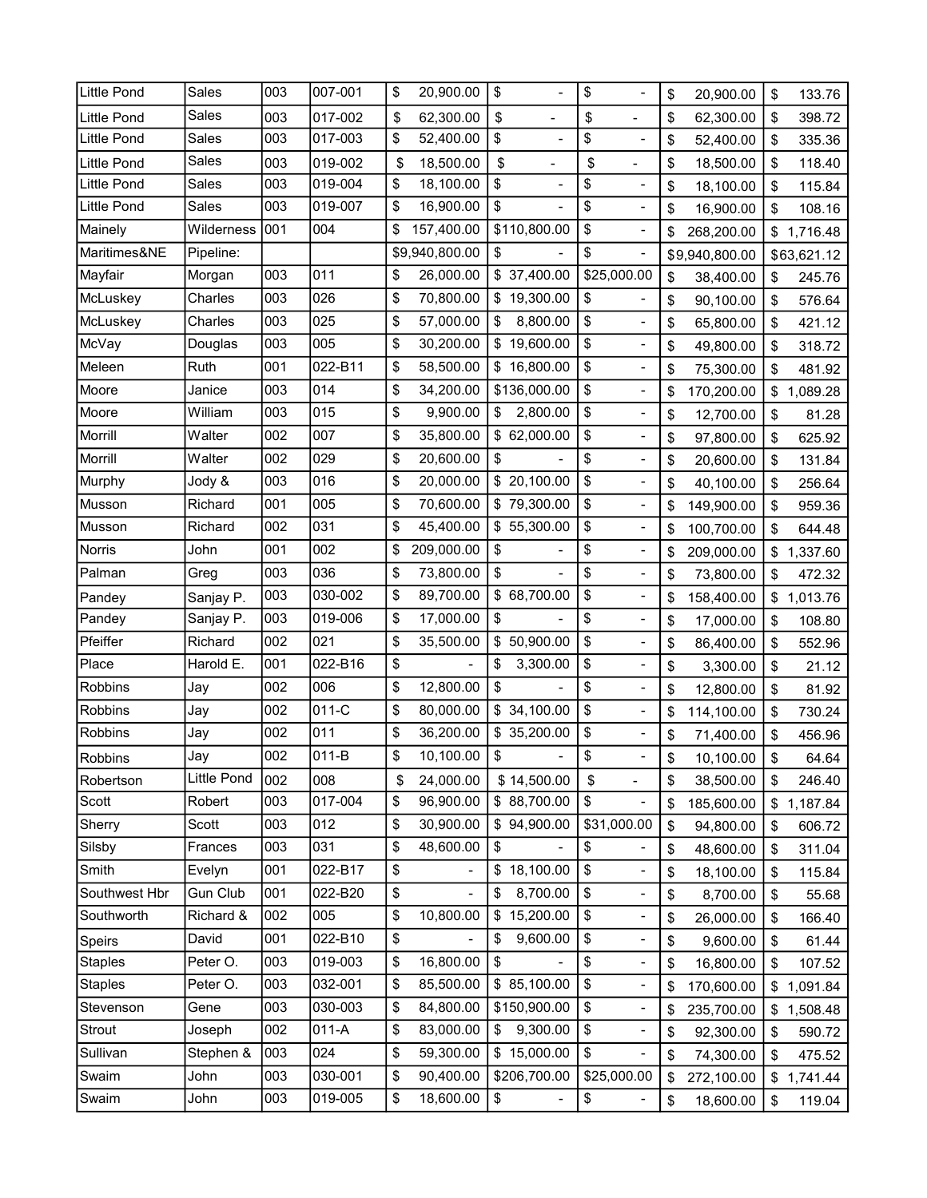| | | | | | | | | |
|---|---|---|---|---|---|---|---|---|
| Little Pond | Sales | 003 | 007-001 | $ 20,900.00 | $ - | $ - | $ 20,900.00 | $ 133.76 |
| Little Pond | Sales | 003 | 017-002 | $ 62,300.00 | $ - | $ - | $ 62,300.00 | $ 398.72 |
| Little Pond | Sales | 003 | 017-003 | $ 52,400.00 | $ - | $ - | $ 52,400.00 | $ 335.36 |
| Little Pond | Sales | 003 | 019-002 | $ 18,500.00 | $ - | $ - | $ 18,500.00 | $ 118.40 |
| Little Pond | Sales | 003 | 019-004 | $ 18,100.00 | $ - | $ - | $ 18,100.00 | $ 115.84 |
| Little Pond | Sales | 003 | 019-007 | $ 16,900.00 | $ - | $ - | $ 16,900.00 | $ 108.16 |
| Mainely | Wilderness | 001 | 004 | $ 157,400.00 | $110,800.00 | $ - | $ 268,200.00 | $ 1,716.48 |
| Maritimes&NE | Pipeline: | | | $9,940,800.00 | $ - | $ - | $9,940,800.00 | $63,621.12 |
| Mayfair | Morgan | 003 | 011 | $ 26,000.00 | $ 37,400.00 | $25,000.00 | $ 38,400.00 | $ 245.76 |
| McLuskey | Charles | 003 | 026 | $ 70,800.00 | $ 19,300.00 | $ - | $ 90,100.00 | $ 576.64 |
| McLuskey | Charles | 003 | 025 | $ 57,000.00 | $ 8,800.00 | $ - | $ 65,800.00 | $ 421.12 |
| McVay | Douglas | 003 | 005 | $ 30,200.00 | $ 19,600.00 | $ - | $ 49,800.00 | $ 318.72 |
| Meleen | Ruth | 001 | 022-B11 | $ 58,500.00 | $ 16,800.00 | $ - | $ 75,300.00 | $ 481.92 |
| Moore | Janice | 003 | 014 | $ 34,200.00 | $136,000.00 | $ - | $ 170,200.00 | $ 1,089.28 |
| Moore | William | 003 | 015 | $ 9,900.00 | $ 2,800.00 | $ - | $ 12,700.00 | $ 81.28 |
| Morrill | Walter | 002 | 007 | $ 35,800.00 | $ 62,000.00 | $ - | $ 97,800.00 | $ 625.92 |
| Morrill | Walter | 002 | 029 | $ 20,600.00 | $ - | $ - | $ 20,600.00 | $ 131.84 |
| Murphy | Jody & | 003 | 016 | $ 20,000.00 | $ 20,100.00 | $ - | $ 40,100.00 | $ 256.64 |
| Musson | Richard | 001 | 005 | $ 70,600.00 | $ 79,300.00 | $ - | $ 149,900.00 | $ 959.36 |
| Musson | Richard | 002 | 031 | $ 45,400.00 | $ 55,300.00 | $ - | $ 100,700.00 | $ 644.48 |
| Norris | John | 001 | 002 | $ 209,000.00 | $ - | $ - | $ 209,000.00 | $ 1,337.60 |
| Palman | Greg | 003 | 036 | $ 73,800.00 | $ - | $ - | $ 73,800.00 | $ 472.32 |
| Pandey | Sanjay P. | 003 | 030-002 | $ 89,700.00 | $ 68,700.00 | $ - | $ 158,400.00 | $ 1,013.76 |
| Pandey | Sanjay P. | 003 | 019-006 | $ 17,000.00 | $ - | $ - | $ 17,000.00 | $ 108.80 |
| Pfeiffer | Richard | 002 | 021 | $ 35,500.00 | $ 50,900.00 | $ - | $ 86,400.00 | $ 552.96 |
| Place | Harold E. | 001 | 022-B16 | $ - | $ 3,300.00 | $ - | $ 3,300.00 | $ 21.12 |
| Robbins | Jay | 002 | 006 | $ 12,800.00 | $ - | $ - | $ 12,800.00 | $ 81.92 |
| Robbins | Jay | 002 | 011-C | $ 80,000.00 | $ 34,100.00 | $ - | $ 114,100.00 | $ 730.24 |
| Robbins | Jay | 002 | 011 | $ 36,200.00 | $ 35,200.00 | $ - | $ 71,400.00 | $ 456.96 |
| Robbins | Jay | 002 | 011-B | $ 10,100.00 | $ - | $ - | $ 10,100.00 | $ 64.64 |
| Robertson | Little Pond | 002 | 008 | $ 24,000.00 | $ 14,500.00 | $ - | $ 38,500.00 | $ 246.40 |
| Scott | Robert | 003 | 017-004 | $ 96,900.00 | $ 88,700.00 | $ - | $ 185,600.00 | $ 1,187.84 |
| Sherry | Scott | 003 | 012 | $ 30,900.00 | $ 94,900.00 | $31,000.00 | $ 94,800.00 | $ 606.72 |
| Silsby | Frances | 003 | 031 | $ 48,600.00 | $ - | $ - | $ 48,600.00 | $ 311.04 |
| Smith | Evelyn | 001 | 022-B17 | $ - | $ 18,100.00 | $ - | $ 18,100.00 | $ 115.84 |
| Southwest Hbr | Gun Club | 001 | 022-B20 | $ - | $ 8,700.00 | $ - | $ 8,700.00 | $ 55.68 |
| Southworth | Richard & | 002 | 005 | $ 10,800.00 | $ 15,200.00 | $ - | $ 26,000.00 | $ 166.40 |
| Speirs | David | 001 | 022-B10 | $ - | $ 9,600.00 | $ - | $ 9,600.00 | $ 61.44 |
| Staples | Peter O. | 003 | 019-003 | $ 16,800.00 | $ - | $ - | $ 16,800.00 | $ 107.52 |
| Staples | Peter O. | 003 | 032-001 | $ 85,500.00 | $ 85,100.00 | $ - | $ 170,600.00 | $ 1,091.84 |
| Stevenson | Gene | 003 | 030-003 | $ 84,800.00 | $150,900.00 | $ - | $ 235,700.00 | $ 1,508.48 |
| Strout | Joseph | 002 | 011-A | $ 83,000.00 | $ 9,300.00 | $ - | $ 92,300.00 | $ 590.72 |
| Sullivan | Stephen & | 003 | 024 | $ 59,300.00 | $ 15,000.00 | $ - | $ 74,300.00 | $ 475.52 |
| Swaim | John | 003 | 030-001 | $ 90,400.00 | $206,700.00 | $25,000.00 | $ 272,100.00 | $ 1,741.44 |
| Swaim | John | 003 | 019-005 | $ 18,600.00 | $ - | $ - | $ 18,600.00 | $ 119.04 |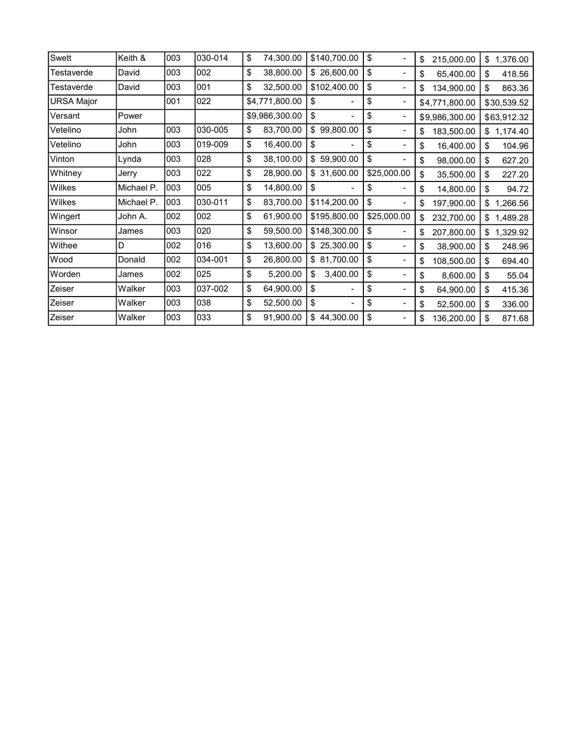| | | | | | | | | |
|---|---|---|---|---|---|---|---|---|
| Swett | Keith & | 003 | 030-014 | $ 74,300.00 | $140,700.00 | $ - | $ 215,000.00 | $ 1,376.00 |
| Testaverde | David | 003 | 002 | $ 38,800.00 | $ 26,600.00 | $ - | $ 65,400.00 | $ 418.56 |
| Testaverde | David | 003 | 001 | $ 32,500.00 | $102,400.00 | $ - | $ 134,900.00 | $ 863.36 |
| URSA Major | | 001 | 022 | $4,771,800.00 | $ - | $ - | $4,771,800.00 | $30,539.52 |
| Versant | Power | | | $9,986,300.00 | $ - | $ - | $9,986,300.00 | $63,912.32 |
| Vetelino | John | 003 | 030-005 | $ 83,700.00 | $ 99,800.00 | $ - | $ 183,500.00 | $ 1,174.40 |
| Vetelino | John | 003 | 019-009 | $ 16,400.00 | $ - | $ - | $ 16,400.00 | $ 104.96 |
| Vinton | Lynda | 003 | 028 | $ 38,100.00 | $ 59,900.00 | $ - | $ 98,000.00 | $ 627.20 |
| Whitney | Jerry | 003 | 022 | $ 28,900.00 | $ 31,600.00 | $25,000.00 | $ 35,500.00 | $ 227.20 |
| Wilkes | Michael P. | 003 | 005 | $ 14,800.00 | $ - | $ - | $ 14,800.00 | $ 94.72 |
| Wilkes | Michael P. | 003 | 030-011 | $ 83,700.00 | $114,200.00 | $ - | $ 197,900.00 | $ 1,266.56 |
| Wingert | John A. | 002 | 002 | $ 61,900.00 | $195,800.00 | $25,000.00 | $ 232,700.00 | $ 1,489.28 |
| Winsor | James | 003 | 020 | $ 59,500.00 | $148,300.00 | $ - | $ 207,800.00 | $ 1,329.92 |
| Withee | D | 002 | 016 | $ 13,600.00 | $ 25,300.00 | $ - | $ 38,900.00 | $ 248.96 |
| Wood | Donald | 002 | 034-001 | $ 26,800.00 | $ 81,700.00 | $ - | $ 108,500.00 | $ 694.40 |
| Worden | James | 002 | 025 | $ 5,200.00 | $ 3,400.00 | $ - | $ 8,600.00 | $ 55.04 |
| Zeiser | Walker | 003 | 037-002 | $ 64,900.00 | $ - | $ - | $ 64,900.00 | $ 415.36 |
| Zeiser | Walker | 003 | 038 | $ 52,500.00 | $ - | $ - | $ 52,500.00 | $ 336.00 |
| Zeiser | Walker | 003 | 033 | $ 91,900.00 | $ 44,300.00 | $ - | $ 136,200.00 | $ 871.68 |